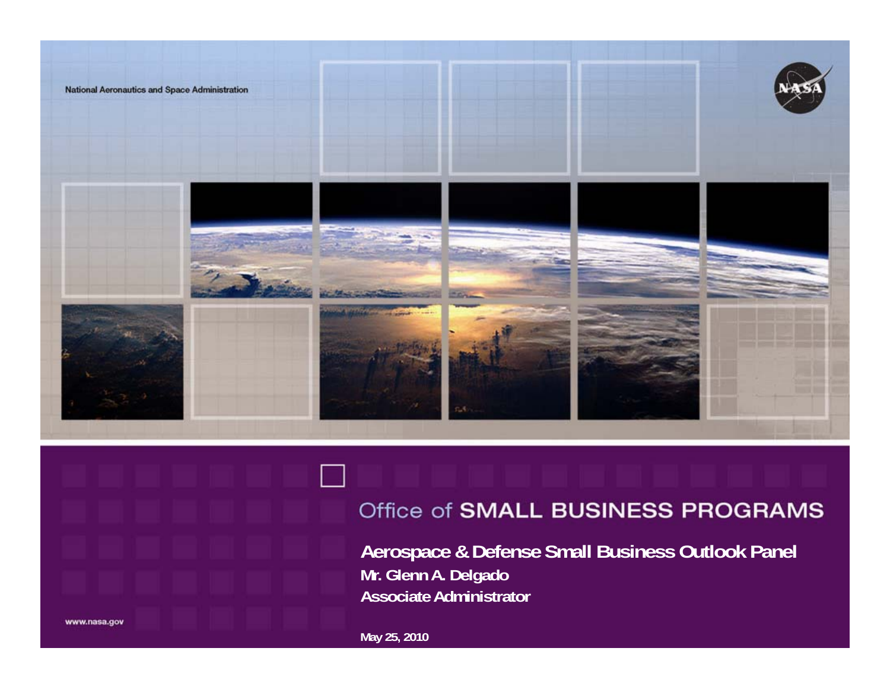National Aeronautics and Space Administration

# Office of SMALL BUSINESS PROGRAMS

**Aerospace & Defense Small Business Outlook Panel**

**Mr. Glenn A. Delgado**

**Associate Administrator**

**May 25, 2010**

www.nasa.gov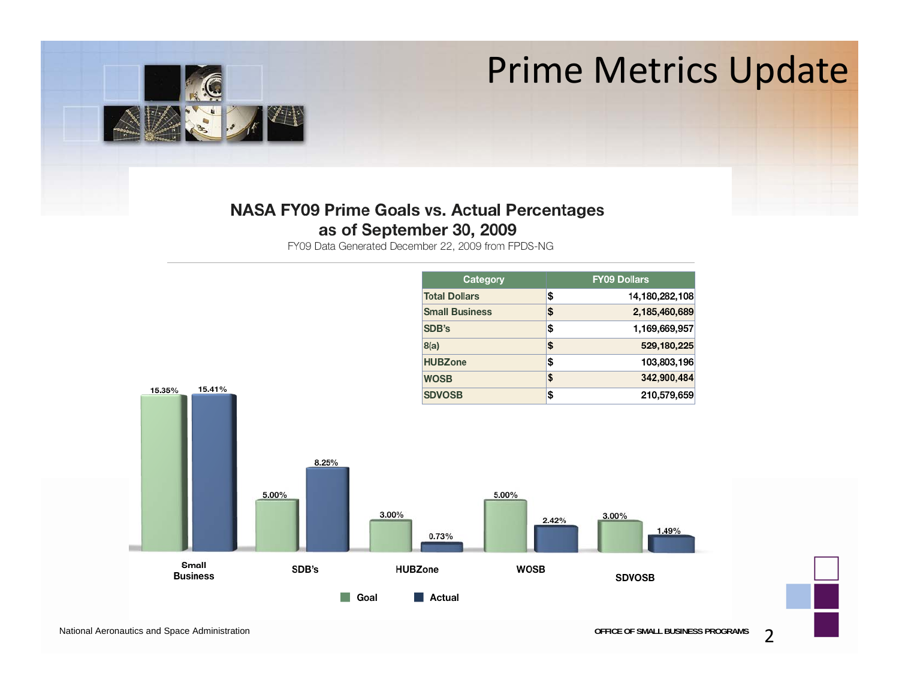# Prime Metrics Update

## NASA FY09 Prime Goals vs. Actual Percentages as of September 30, 2009

FY09 Data Generated December 22, 2009 from FPDS-NG

| Category | FY09 Dollars |
|---|---|
| Total Dollars | $ 14,180,282,108 |
| Small Business | $ 2,185,460,689 |
| SDB's | $ 1,169,669,957 |
| 8(a) | $ 529,180,225 |
| HUBZone | $ 103,803,196 |
| WOSB | $ 342,900,484 |
| SDVOSB | $ 210,579,659 |

| Category | Goal | Actual |
|---|---|---|
| Small Business | 15.35% | 15.41% |
| SDB's | 5.00% | 8.25% |
| HUBZone | 3.00% | 0.73% |
| WOSB | 5.00% | 2.42% |
| SDVOSB | 3.00% | 1.49% |

National Aeronautics and Space Administration

OFFICE OF SMALL BUSINESS PROGRAMS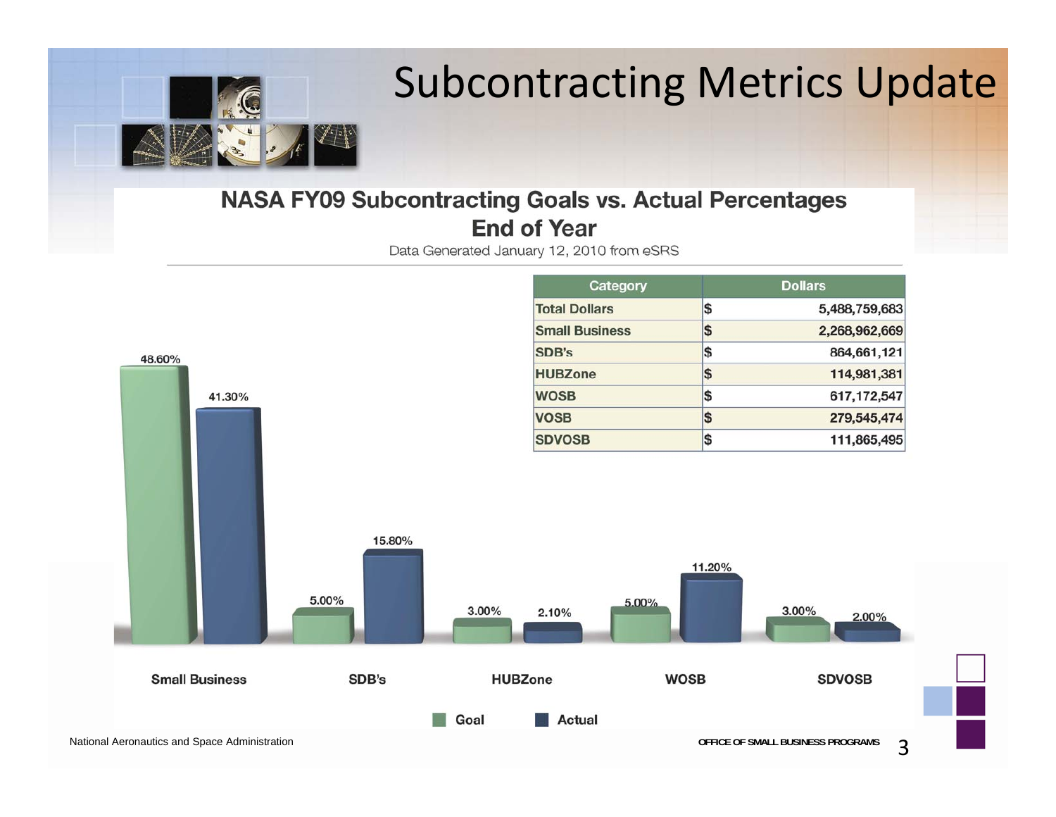# Subcontracting Metrics Update

## NASA FY09 Subcontracting Goals vs. Actual Percentages End of Year

Data Generated January 12, 2010 from eSRS

| Category | Dollars |
|---|---|
| Total Dollars | $ 5,488,759,683 |
| Small Business | $ 2,268,962,669 |
| SDB's | $ 864,661,121 |
| HUBZone | $ 114,981,381 |
| WOSB | $ 617,172,547 |
| VOSB | $ 279,545,474 |
| SDVOSB | $ 111,865,495 |

| Category | Goal | Actual |
|---|---|---|
| Small Business | 48.60% | 41.30% |
| SDB's | 5.00% | 15.80% |
| HUBZone | 3.00% | 2.10% |
| WOSB | 5.00% | 11.20% |
| SDVOSB | 3.00% | 2.00% |

National Aeronautics and Space Administration

OFFICE OF SMALL BUSINESS PROGRAMS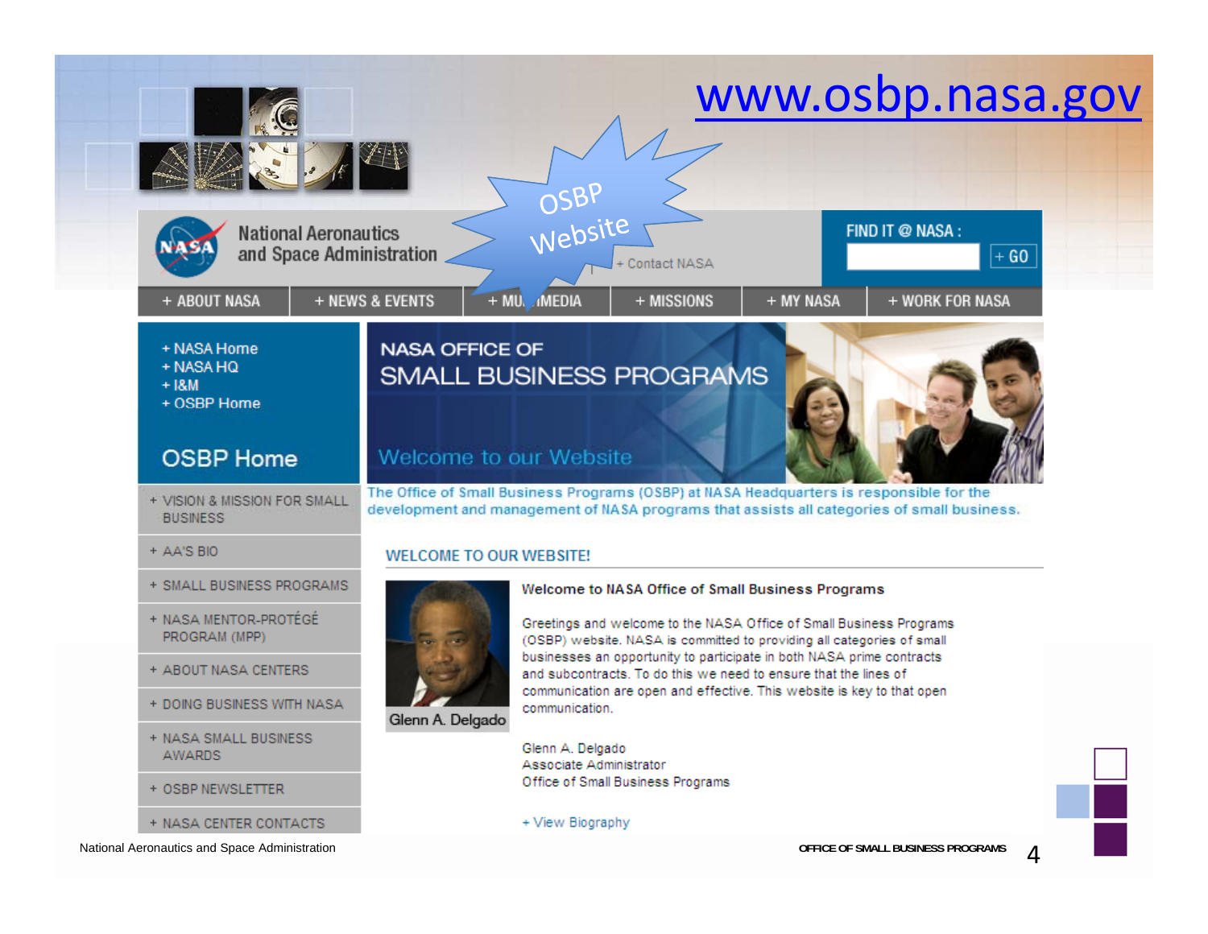# www.osbp.nasa.gov

OSBP Website

National Aeronautics and Space Administration

+ Contact NASA

FIND IT @ NASA : + GO

+ ABOUT NASA | + NEWS & EVENTS | + MULTIMEDIA | + MISSIONS | + MY NASA | + WORK FOR NASA

- + NASA Home
- + NASA HQ
- + I&M
- + OSBP Home

## OSBP Home

- + VISION & MISSION FOR SMALL BUSINESS
- + AA'S BIO
- + SMALL BUSINESS PROGRAMS
- + NASA MENTOR-PROTÉGÉ PROGRAM (MPP)
- + ABOUT NASA CENTERS
- + DOING BUSINESS WITH NASA
- + NASA SMALL BUSINESS AWARDS
- + OSBP NEWSLETTER
- + NASA CENTER CONTACTS

## NASA OFFICE OF SMALL BUSINESS PROGRAMS

Welcome to our Website

The Office of Small Business Programs (OSBP) at NASA Headquarters is responsible for the development and management of NASA programs that assists all categories of small business.

### WELCOME TO OUR WEBSITE!

Glenn A. Delgado

**Welcome to NASA Office of Small Business Programs**

Greetings and welcome to the NASA Office of Small Business Programs (OSBP) website. NASA is committed to providing all categories of small businesses an opportunity to participate in both NASA prime contracts and subcontracts. To do this we need to ensure that the lines of communication are open and effective. This website is key to that open communication.

Glenn A. Delgado
Associate Administrator
Office of Small Business Programs

+ View Biography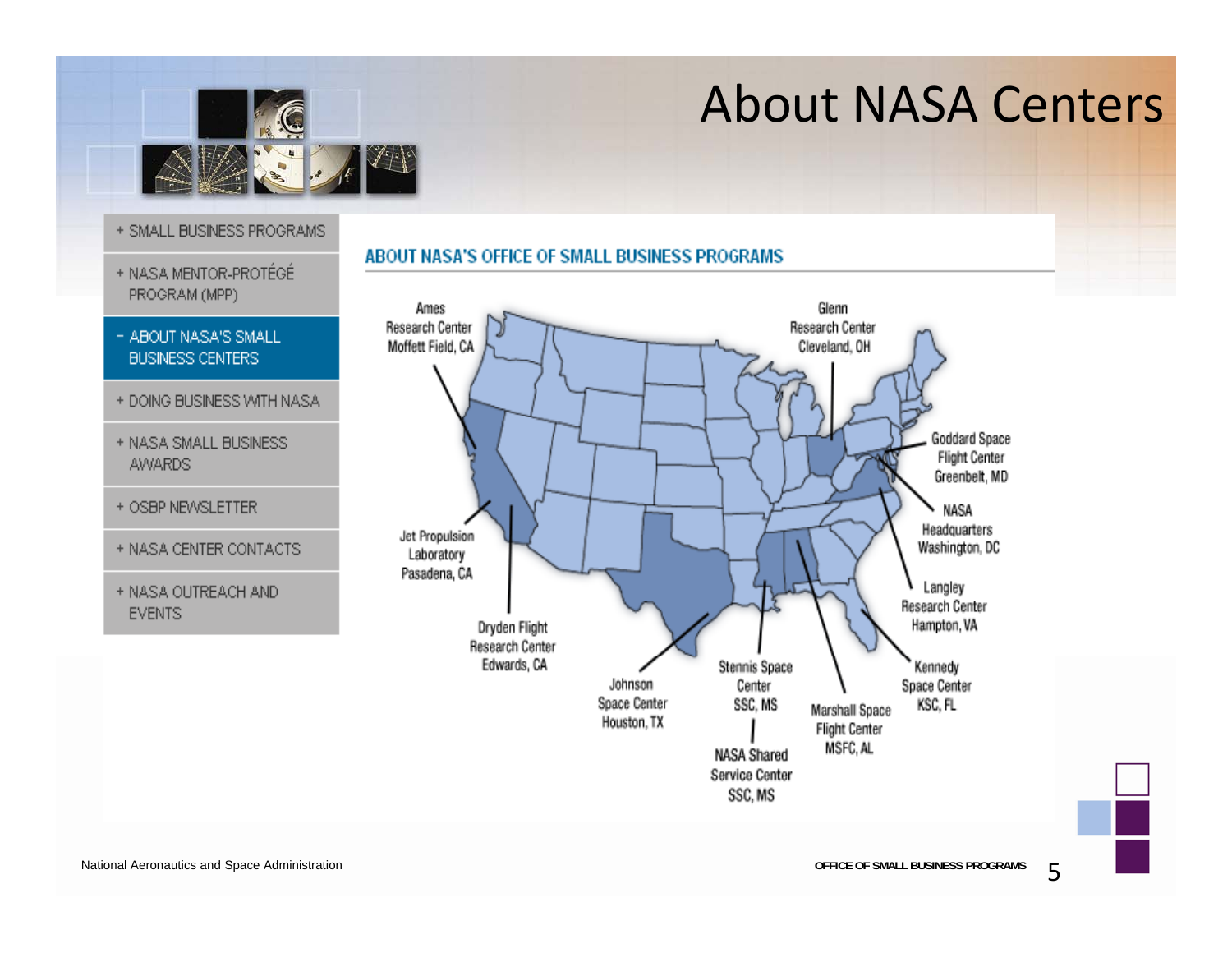# About NASA Centers

- + SMALL BUSINESS PROGRAMS
- + NASA MENTOR-PROTÉGÉ PROGRAM (MPP)
- − ABOUT NASA'S SMALL BUSINESS CENTERS
- + DOING BUSINESS WITH NASA
- + NASA SMALL BUSINESS AWARDS
- + OSBP NEWSLETTER
- + NASA CENTER CONTACTS
- + NASA OUTREACH AND EVENTS

## ABOUT NASA'S OFFICE OF SMALL BUSINESS PROGRAMS

- Ames Research Center, Moffett Field, CA
- Glenn Research Center, Cleveland, OH
- Goddard Space Flight Center, Greenbelt, MD
- NASA Headquarters, Washington, DC
- Jet Propulsion Laboratory, Pasadena, CA
- Langley Research Center, Hampton, VA
- Dryden Flight Research Center, Edwards, CA
- Kennedy Space Center, KSC, FL
- Johnson Space Center, Houston, TX
- Stennis Space Center, SSC, MS
- Marshall Space Flight Center, MSFC, AL
- NASA Shared Service Center, SSC, MS

National Aeronautics and Space Administration

OFFICE OF SMALL BUSINESS PROGRAMS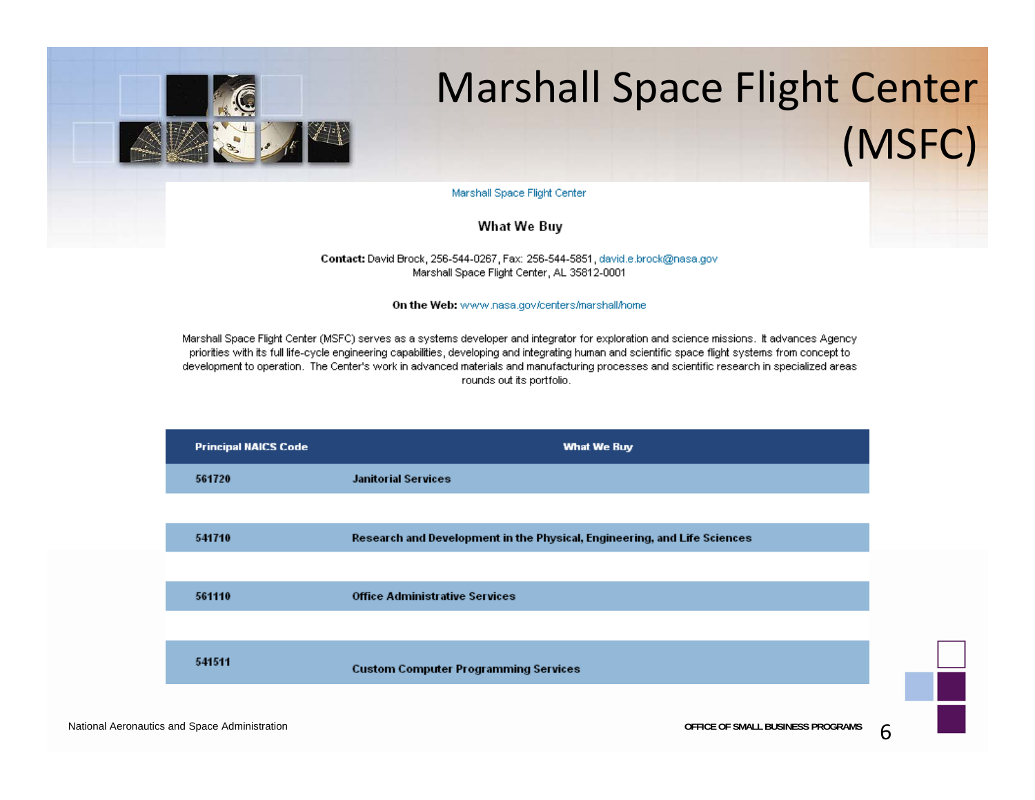# Marshall Space Flight Center (MSFC)

Marshall Space Flight Center

## What We Buy

**Contact:** David Brock, 256-544-0267, Fax: 256-544-5851, david.e.brock@nasa.gov
Marshall Space Flight Center, AL 35812-0001

**On the Web:** www.nasa.gov/centers/marshall/home

Marshall Space Flight Center (MSFC) serves as a systems developer and integrator for exploration and science missions. It advances Agency priorities with its full life-cycle engineering capabilities, developing and integrating human and scientific space flight systems from concept to development to operation. The Center's work in advanced materials and manufacturing processes and scientific research in specialized areas rounds out its portfolio.

| Principal NAICS Code | What We Buy |
|---|---|
| 561720 | Janitorial Services |
| 541710 | Research and Development in the Physical, Engineering, and Life Sciences |
| 561110 | Office Administrative Services |
| 541511 | Custom Computer Programming Services |

National Aeronautics and Space Administration

OFFICE OF SMALL BUSINESS PROGRAMS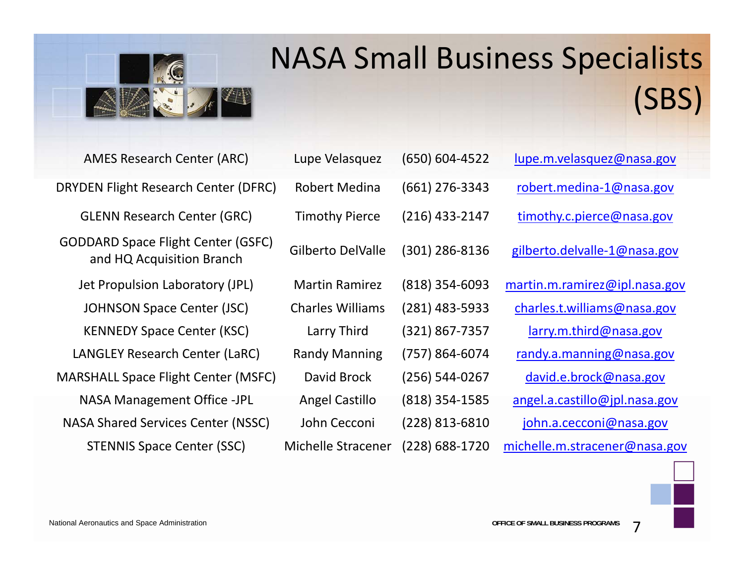# NASA Small Business Specialists (SBS)

| Center | Specialist | Phone | Email |
|---|---|---|---|
| AMES Research Center (ARC) | Lupe Velasquez | (650) 604-4522 | lupe.m.velasquez@nasa.gov |
| DRYDEN Flight Research Center (DFRC) | Robert Medina | (661) 276-3343 | robert.medina-1@nasa.gov |
| GLENN Research Center (GRC) | Timothy Pierce | (216) 433-2147 | timothy.c.pierce@nasa.gov |
| GODDARD Space Flight Center (GSFC) and HQ Acquisition Branch | Gilberto DelValle | (301) 286-8136 | gilberto.delvalle-1@nasa.gov |
| Jet Propulsion Laboratory (JPL) | Martin Ramirez | (818) 354-6093 | martin.m.ramirez@jpl.nasa.gov |
| JOHNSON Space Center (JSC) | Charles Williams | (281) 483-5933 | charles.t.williams@nasa.gov |
| KENNEDY Space Center (KSC) | Larry Third | (321) 867-7357 | larry.m.third@nasa.gov |
| LANGLEY Research Center (LaRC) | Randy Manning | (757) 864-6074 | randy.a.manning@nasa.gov |
| MARSHALL Space Flight Center (MSFC) | David Brock | (256) 544-0267 | david.e.brock@nasa.gov |
| NASA Management Office -JPL | Angel Castillo | (818) 354-1585 | angel.a.castillo@jpl.nasa.gov |
| NASA Shared Services Center (NSSC) | John Cecconi | (228) 813-6810 | john.a.cecconi@nasa.gov |
| STENNIS Space Center (SSC) | Michelle Stracener | (228) 688-1720 | michelle.m.stracener@nasa.gov |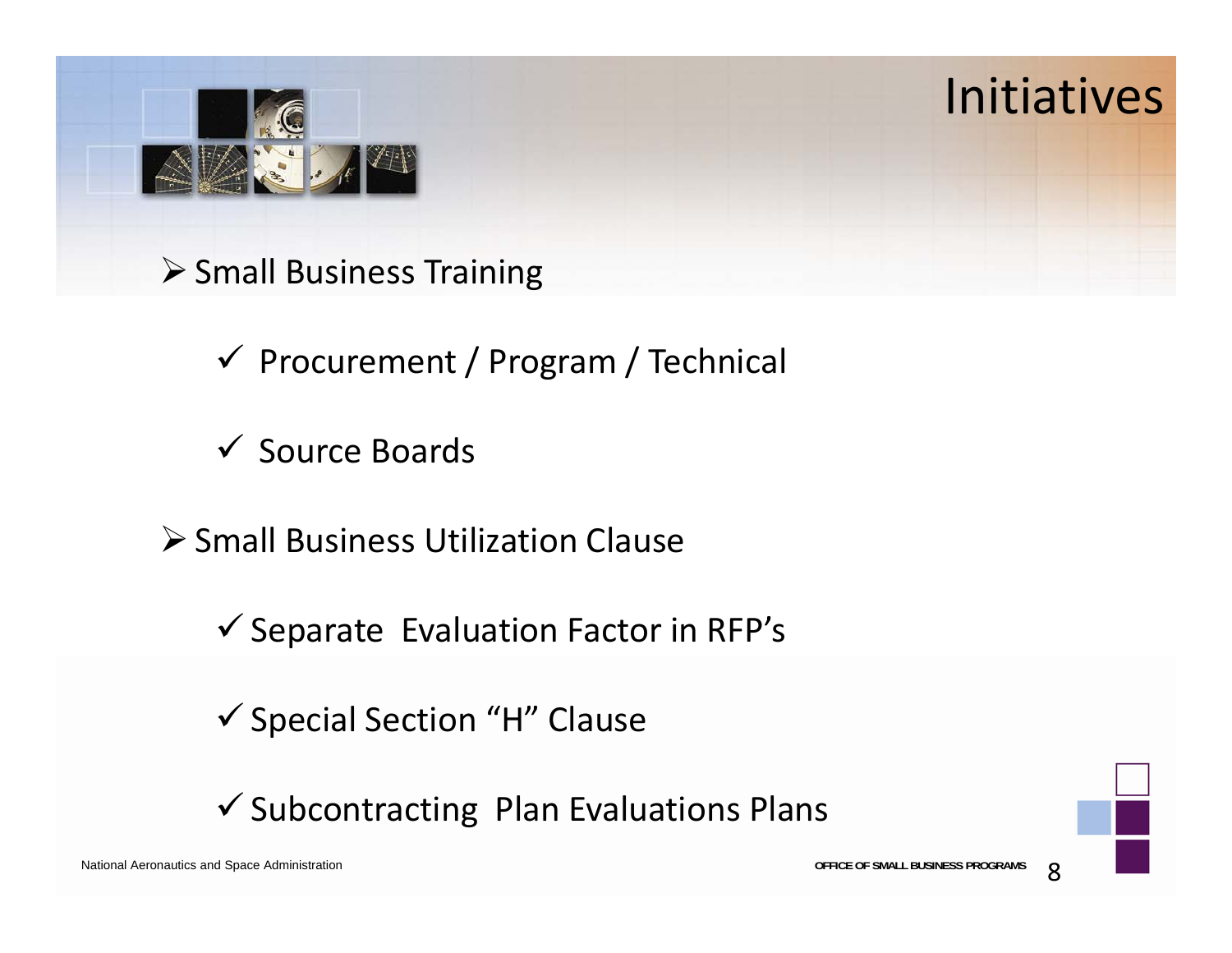# Initiatives

- Small Business Training
  - ✓ Procurement / Program / Technical
  - ✓ Source Boards
- Small Business Utilization Clause
  - ✓ Separate Evaluation Factor in RFP's
  - ✓ Special Section "H" Clause
  - ✓ Subcontracting Plan Evaluations Plans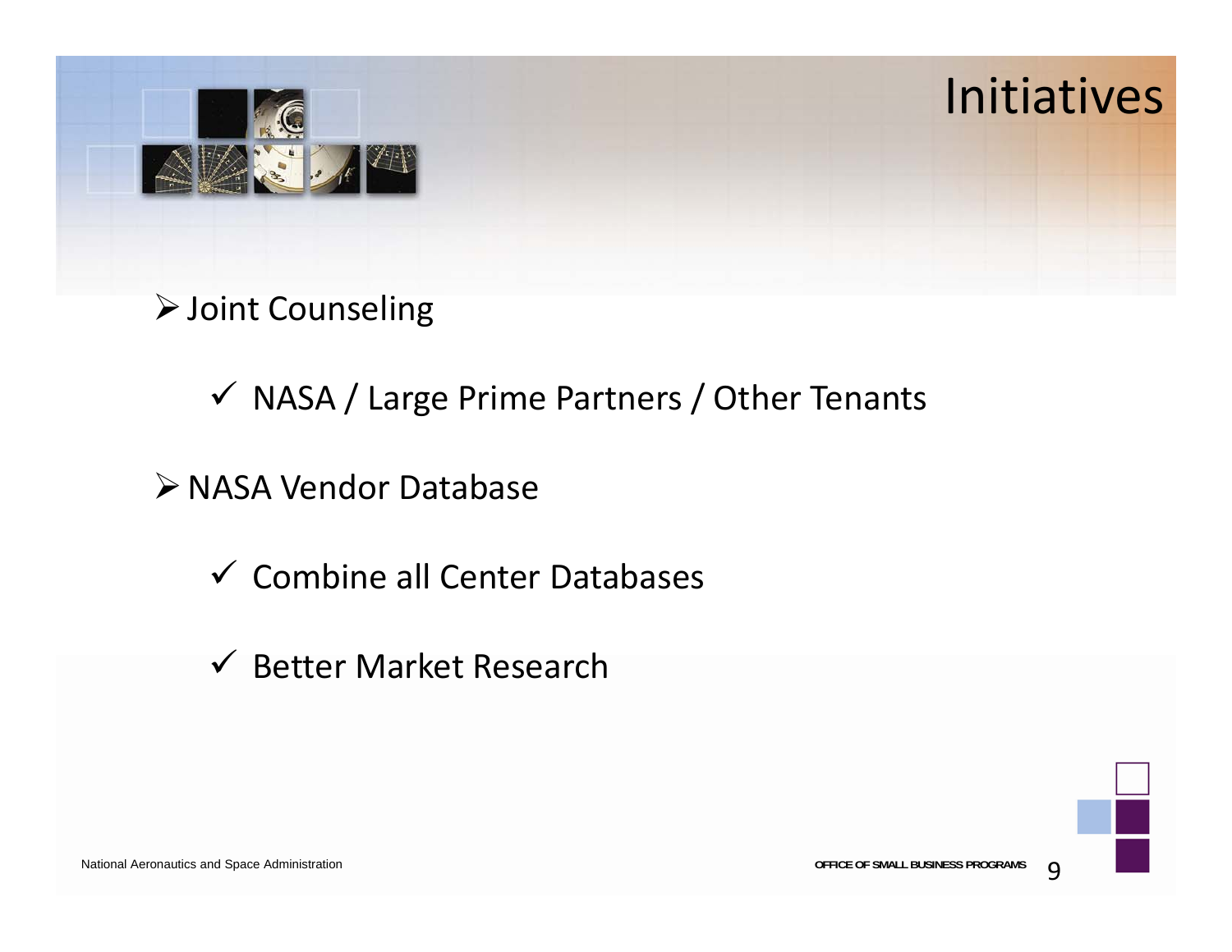# Initiatives

- Joint Counseling
  - ✓ NASA / Large Prime Partners / Other Tenants
- NASA Vendor Database
  - ✓ Combine all Center Databases
  - ✓ Better Market Research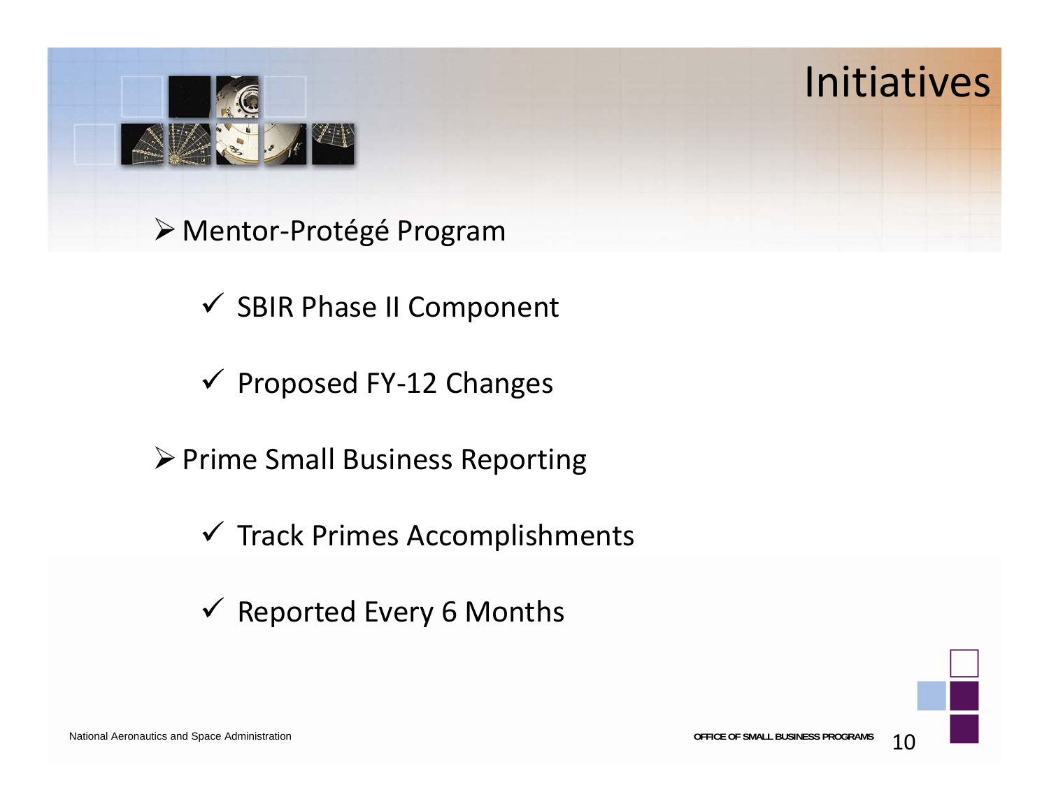# Initiatives

- Mentor-Protégé Program
  - SBIR Phase II Component
  - Proposed FY-12 Changes
- Prime Small Business Reporting
  - Track Primes Accomplishments
  - Reported Every 6 Months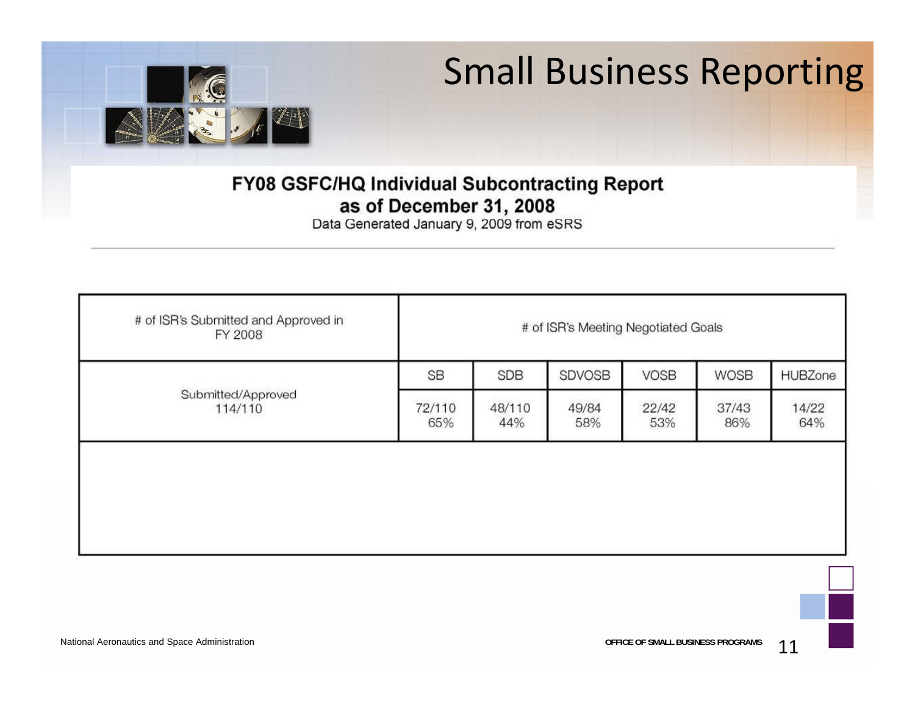# Small Business Reporting

## FY08 GSFC/HQ Individual Subcontracting Report
## as of December 31, 2008

Data Generated January 9, 2009 from eSRS

| # of ISR's Submitted and Approved in FY 2008 | # of ISR's Meeting Negotiated Goals | | | | | |
|---|---|---|---|---|---|---|
| | SB | SDB | SDVOSB | VOSB | WOSB | HUBZone |
| Submitted/Approved 114/110 | 72/110 65% | 48/110 44% | 49/84 58% | 22/42 53% | 37/43 86% | 14/22 64% |

National Aeronautics and Space Administration

OFFICE OF SMALL BUSINESS PROGRAMS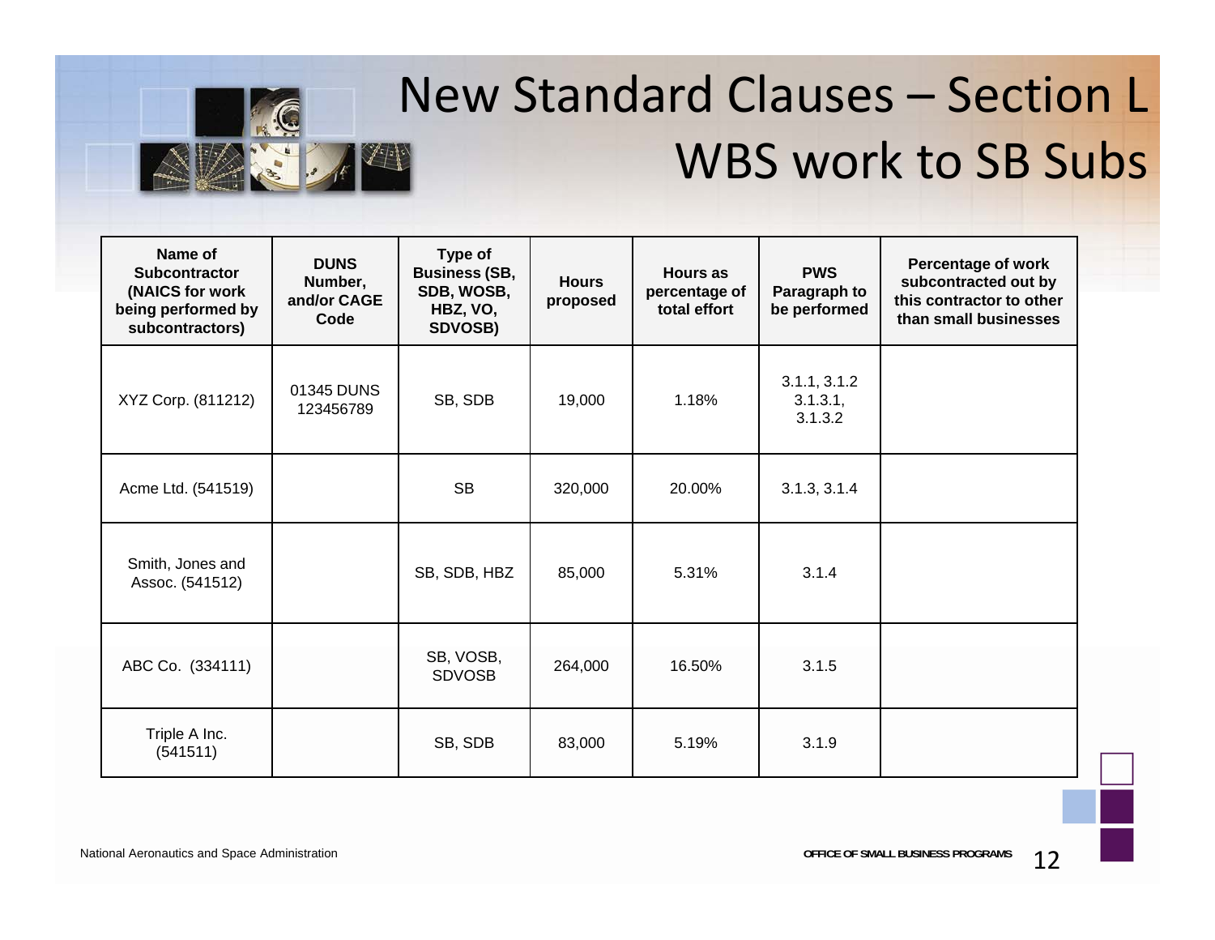# New Standard Clauses – Section L WBS work to SB Subs

| Name of Subcontractor (NAICS for work being performed by subcontractors) | DUNS Number, and/or CAGE Code | Type of Business (SB, SDB, WOSB, HBZ, VO, SDVOSB) | Hours proposed | Hours as percentage of total effort | PWS Paragraph to be performed | Percentage of work subcontracted out by this contractor to other than small businesses |
|---|---|---|---|---|---|---|
| XYZ Corp. (811212) | 01345 DUNS 123456789 | SB, SDB | 19,000 | 1.18% | 3.1.1, 3.1.2 3.1.3.1, 3.1.3.2 | |
| Acme Ltd. (541519) | | SB | 320,000 | 20.00% | 3.1.3, 3.1.4 | |
| Smith, Jones and Assoc. (541512) | | SB, SDB, HBZ | 85,000 | 5.31% | 3.1.4 | |
| ABC Co. (334111) | | SB, VOSB, SDVOSB | 264,000 | 16.50% | 3.1.5 | |
| Triple A Inc. (541511) | | SB, SDB | 83,000 | 5.19% | 3.1.9 | |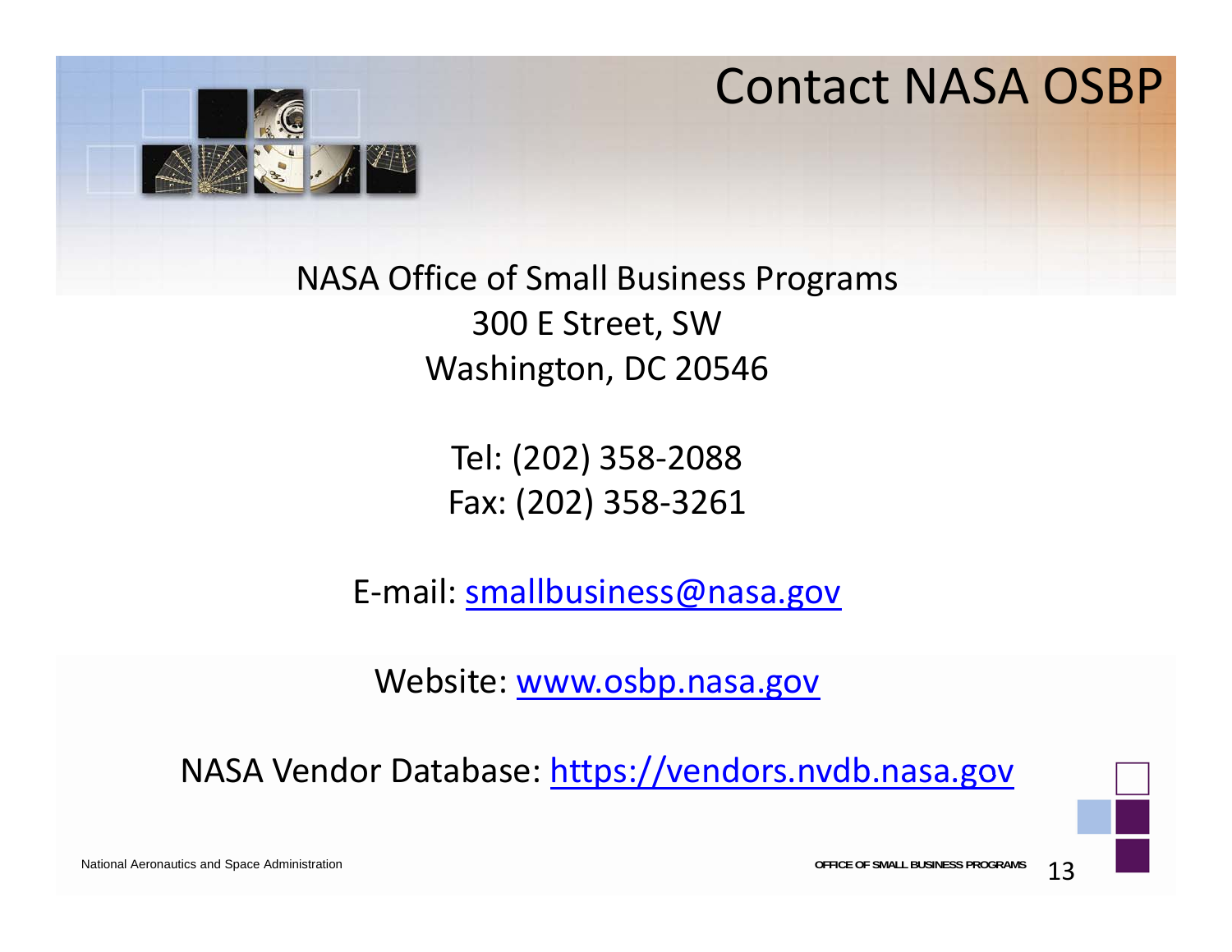# Contact NASA OSBP

NASA Office of Small Business Programs
300 E Street, SW
Washington, DC 20546

Tel: (202) 358-2088
Fax: (202) 358-3261

E-mail: smallbusiness@nasa.gov

Website: www.osbp.nasa.gov

NASA Vendor Database: https://vendors.nvdb.nasa.gov